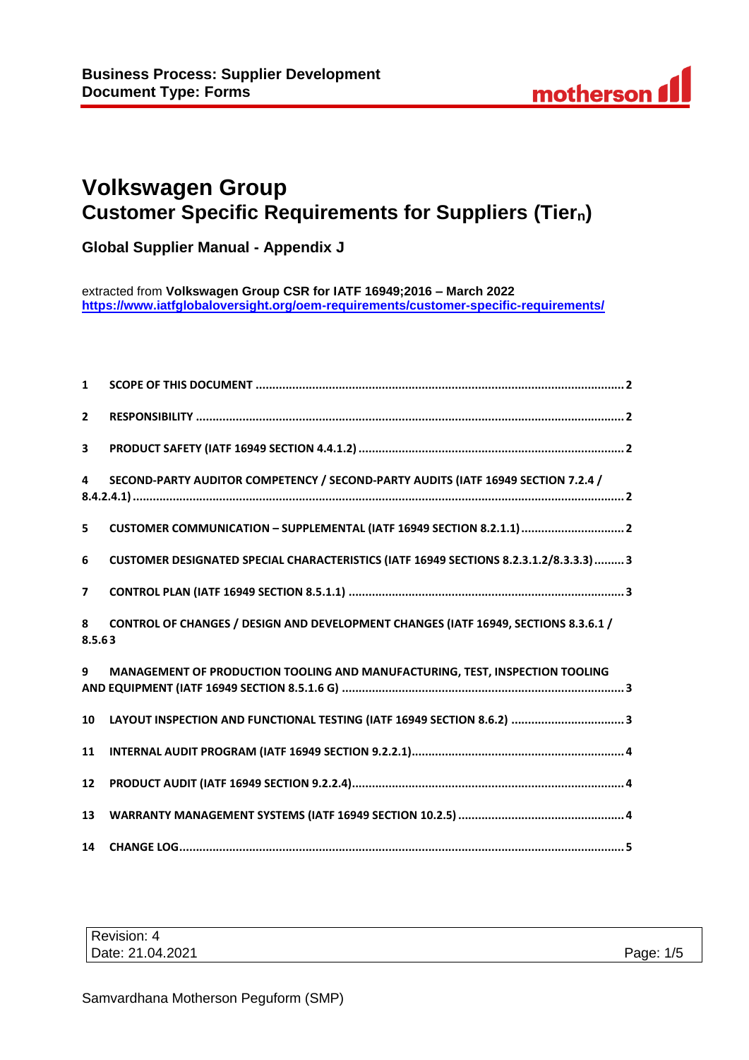**Business Process: Supplier Development**
**Document Type: Forms**

# Volkswagen Group
## Customer Specific Requirements for Suppliers (Tier$_n$)

### Global Supplier Manual - Appendix J

extracted from **Volkswagen Group CSR for IATF 16949;2016 – March 2022**
**https://www.iatfglobaloversight.org/oem-requirements/customer-specific-requirements/**

**1 SCOPE OF THIS DOCUMENT ....... 2**

**2 RESPONSIBILITY ....... 2**

**3 PRODUCT SAFETY (IATF 16949 SECTION 4.4.1.2) ....... 2**

**4 SECOND-PARTY AUDITOR COMPETENCY / SECOND-PARTY AUDITS (IATF 16949 SECTION 7.2.4 / 8.4.2.4.1) ....... 2**

**5 CUSTOMER COMMUNICATION – SUPPLEMENTAL (IATF 16949 SECTION 8.2.1.1) ....... 2**

**6 CUSTOMER DESIGNATED SPECIAL CHARACTERISTICS (IATF 16949 SECTIONS 8.2.3.1.2/8.3.3.3) ....... 3**

**7 CONTROL PLAN (IATF 16949 SECTION 8.5.1.1) ....... 3**

**8 CONTROL OF CHANGES / DESIGN AND DEVELOPMENT CHANGES (IATF 16949, SECTIONS 8.3.6.1 / 8.5.6 3**

**9 MANAGEMENT OF PRODUCTION TOOLING AND MANUFACTURING, TEST, INSPECTION TOOLING AND EQUIPMENT (IATF 16949 SECTION 8.5.1.6 G) ....... 3**

**10 LAYOUT INSPECTION AND FUNCTIONAL TESTING (IATF 16949 SECTION 8.6.2) ....... 3**

**11 INTERNAL AUDIT PROGRAM (IATF 16949 SECTION 9.2.2.1) ....... 4**

**12 PRODUCT AUDIT (IATF 16949 SECTION 9.2.2.4) ....... 4**

**13 WARRANTY MANAGEMENT SYSTEMS (IATF 16949 SECTION 10.2.5) ....... 4**

**14 CHANGE LOG ....... 5**

| Revision: 4 | |
|---|---|
| Date: 21.04.2021 | |

Samvardhana Motherson Peguform (SMP)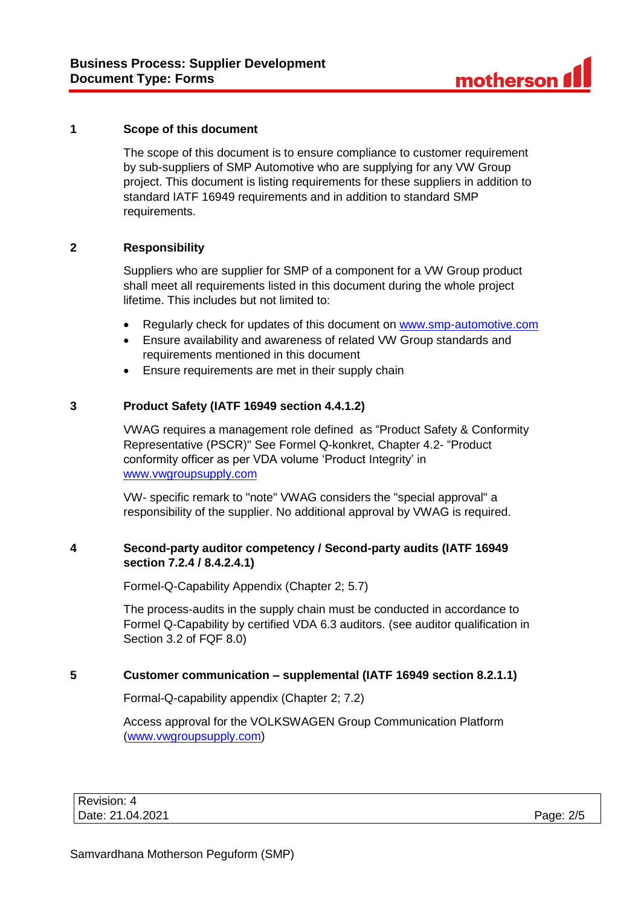## 1 Scope of this document

The scope of this document is to ensure compliance to customer requirement by sub-suppliers of SMP Automotive who are supplying for any VW Group project. This document is listing requirements for these suppliers in addition to standard IATF 16949 requirements and in addition to standard SMP requirements.

## 2 Responsibility

Suppliers who are supplier for SMP of a component for a VW Group product shall meet all requirements listed in this document during the whole project lifetime. This includes but not limited to:

- Regularly check for updates of this document on www.smp-automotive.com
- Ensure availability and awareness of related VW Group standards and requirements mentioned in this document
- Ensure requirements are met in their supply chain

## 3 Product Safety (IATF 16949 section 4.4.1.2)

VWAG requires a management role defined as “Product Safety & Conformity Representative (PSCR)" See Formel Q-konkret, Chapter 4.2- “Product conformity officer as per VDA volume ‘Product Integrity’ in www.vwgroupsupply.com

VW- specific remark to "note" VWAG considers the "special approval" a responsibility of the supplier. No additional approval by VWAG is required.

## 4 Second-party auditor competency / Second-party audits (IATF 16949 section 7.2.4 / 8.4.2.4.1)

Formel-Q-Capability Appendix (Chapter 2; 5.7)

The process-audits in the supply chain must be conducted in accordance to Formel Q-Capability by certified VDA 6.3 auditors. (see auditor qualification in Section 3.2 of FQF 8.0)

## 5 Customer communication – supplemental (IATF 16949 section 8.2.1.1)

Formal-Q-capability appendix (Chapter 2; 7.2)

Access approval for the VOLKSWAGEN Group Communication Platform (www.vwgroupsupply.com)

| Revision: 4 | |
|---|---|
| Date: 21.04.2021 | Page: 2/5 |

Samvardhana Motherson Peguform (SMP)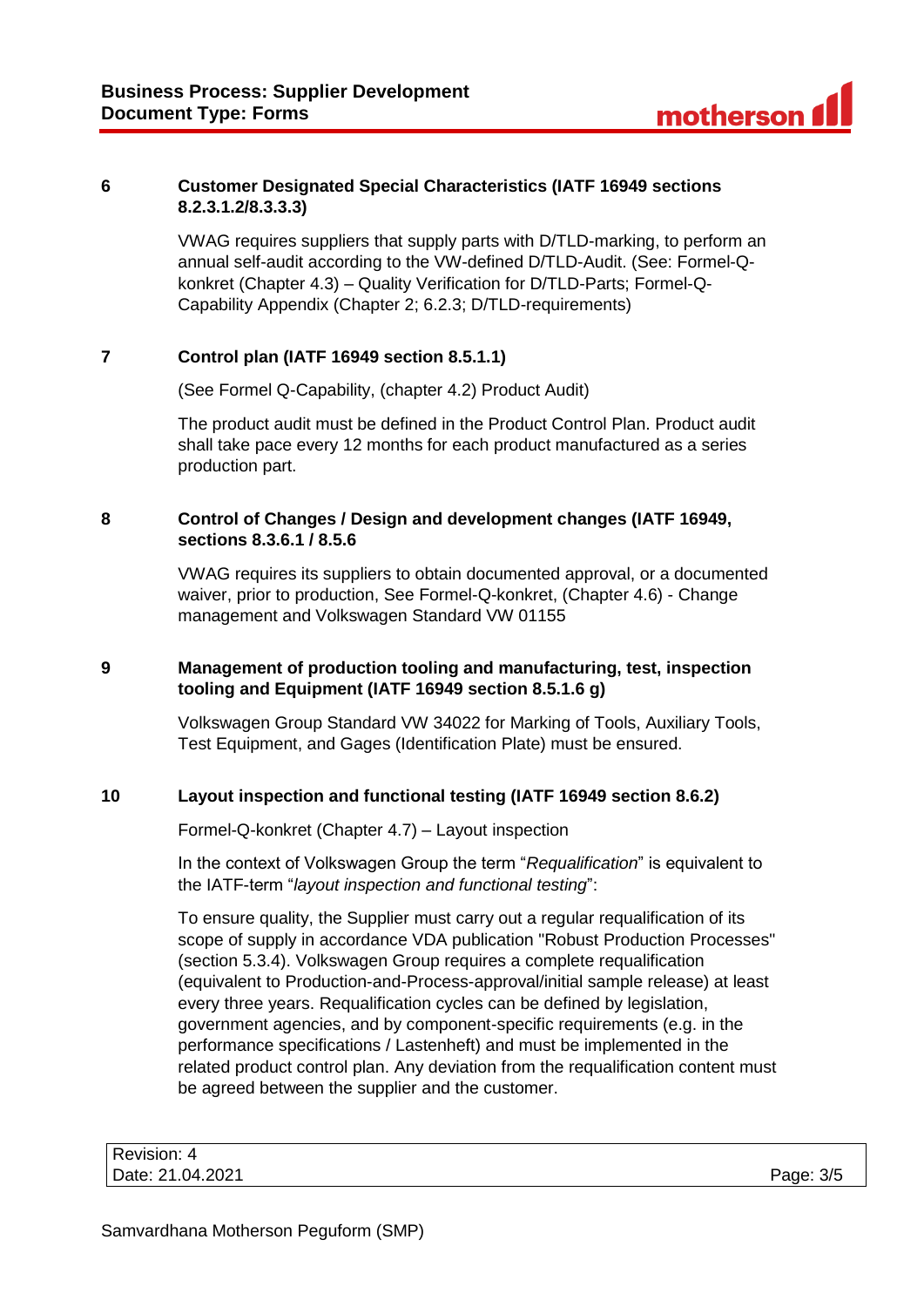## 6 Customer Designated Special Characteristics (IATF 16949 sections 8.2.3.1.2/8.3.3.3)

VWAG requires suppliers that supply parts with D/TLD-marking, to perform an annual self-audit according to the VW-defined D/TLD-Audit. (See: Formel-Q-konkret (Chapter 4.3) – Quality Verification for D/TLD-Parts; Formel-Q-Capability Appendix (Chapter 2; 6.2.3; D/TLD-requirements)

## 7 Control plan (IATF 16949 section 8.5.1.1)

(See Formel Q-Capability, (chapter 4.2) Product Audit)

The product audit must be defined in the Product Control Plan. Product audit shall take pace every 12 months for each product manufactured as a series production part.

## 8 Control of Changes / Design and development changes (IATF 16949, sections 8.3.6.1 / 8.5.6

VWAG requires its suppliers to obtain documented approval, or a documented waiver, prior to production, See Formel-Q-konkret, (Chapter 4.6) - Change management and Volkswagen Standard VW 01155

## 9 Management of production tooling and manufacturing, test, inspection tooling and Equipment (IATF 16949 section 8.5.1.6 g)

Volkswagen Group Standard VW 34022 for Marking of Tools, Auxiliary Tools, Test Equipment, and Gages (Identification Plate) must be ensured.

## 10 Layout inspection and functional testing (IATF 16949 section 8.6.2)

Formel-Q-konkret (Chapter 4.7) – Layout inspection

In the context of Volkswagen Group the term "*Requalification*" is equivalent to the IATF-term "*layout inspection and functional testing*":

To ensure quality, the Supplier must carry out a regular requalification of its scope of supply in accordance VDA publication "Robust Production Processes" (section 5.3.4). Volkswagen Group requires a complete requalification (equivalent to Production-and-Process-approval/initial sample release) at least every three years. Requalification cycles can be defined by legislation, government agencies, and by component-specific requirements (e.g. in the performance specifications / Lastenheft) and must be implemented in the related product control plan. Any deviation from the requalification content must be agreed between the supplier and the customer.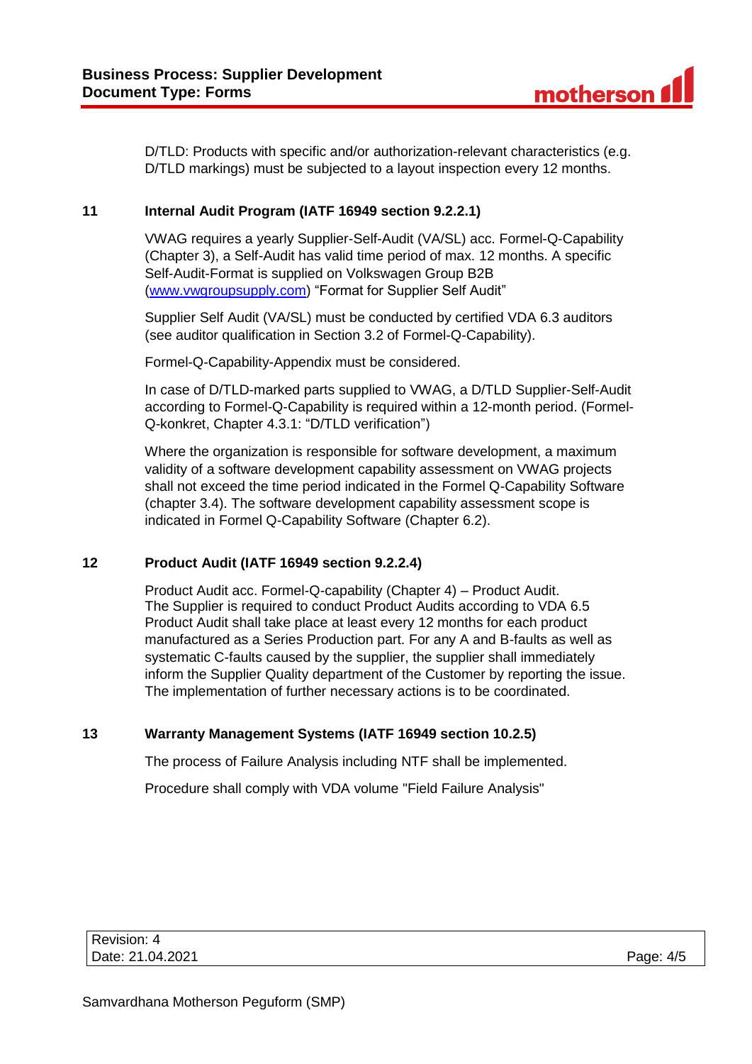D/TLD: Products with specific and/or authorization-relevant characteristics (e.g. D/TLD markings) must be subjected to a layout inspection every 12 months.

## 11 Internal Audit Program (IATF 16949 section 9.2.2.1)

VWAG requires a yearly Supplier-Self-Audit (VA/SL) acc. Formel-Q-Capability (Chapter 3), a Self-Audit has valid time period of max. 12 months. A specific Self-Audit-Format is supplied on Volkswagen Group B2B (www.vwgroupsupply.com) "Format for Supplier Self Audit"

Supplier Self Audit (VA/SL) must be conducted by certified VDA 6.3 auditors (see auditor qualification in Section 3.2 of Formel-Q-Capability).

Formel-Q-Capability-Appendix must be considered.

In case of D/TLD-marked parts supplied to VWAG, a D/TLD Supplier-Self-Audit according to Formel-Q-Capability is required within a 12-month period. (Formel-Q-konkret, Chapter 4.3.1: "D/TLD verification")

Where the organization is responsible for software development, a maximum validity of a software development capability assessment on VWAG projects shall not exceed the time period indicated in the Formel Q-Capability Software (chapter 3.4). The software development capability assessment scope is indicated in Formel Q-Capability Software (Chapter 6.2).

## 12 Product Audit (IATF 16949 section 9.2.2.4)

Product Audit acc. Formel-Q-capability (Chapter 4) – Product Audit.
The Supplier is required to conduct Product Audits according to VDA 6.5
Product Audit shall take place at least every 12 months for each product manufactured as a Series Production part. For any A and B-faults as well as systematic C-faults caused by the supplier, the supplier shall immediately inform the Supplier Quality department of the Customer by reporting the issue. The implementation of further necessary actions is to be coordinated.

## 13 Warranty Management Systems (IATF 16949 section 10.2.5)

The process of Failure Analysis including NTF shall be implemented.

Procedure shall comply with VDA volume "Field Failure Analysis"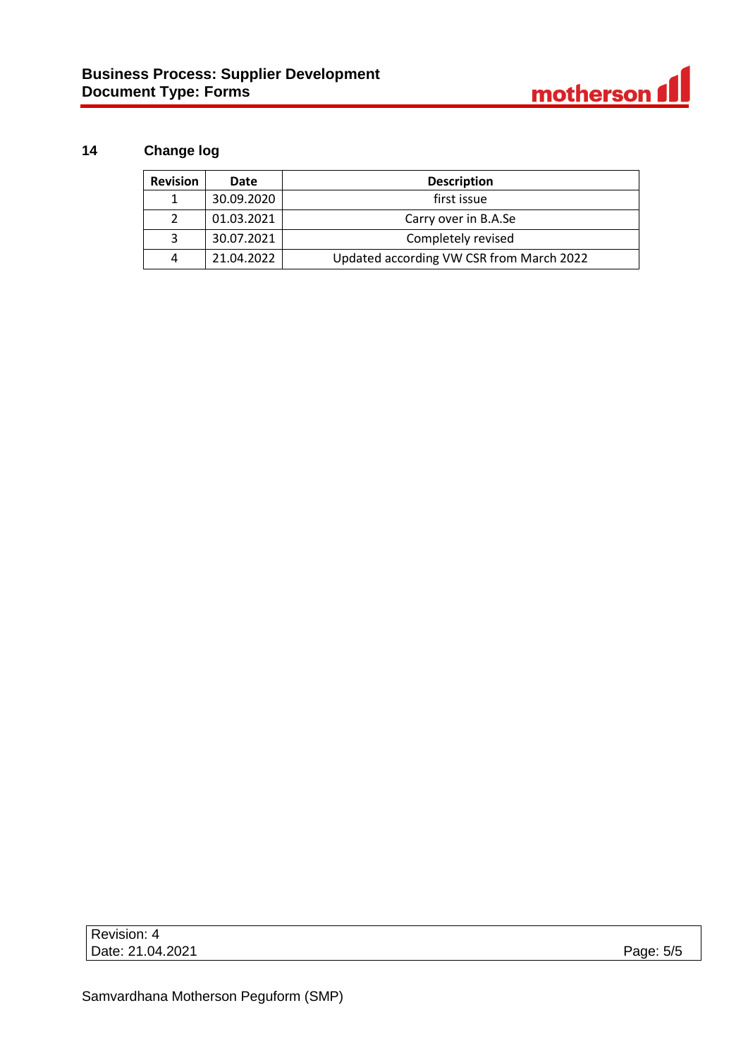## 14 Change log

| Revision | Date | Description |
|---|---|---|
| 1 | 30.09.2020 | first issue |
| 2 | 01.03.2021 | Carry over in B.A.Se |
| 3 | 30.07.2021 | Completely revised |
| 4 | 21.04.2022 | Updated according VW CSR from March 2022 |